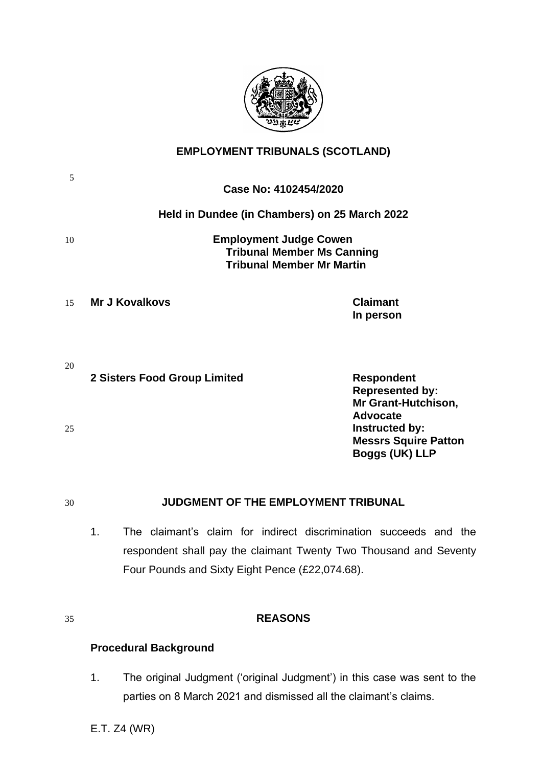# EMPLOYMENT TRIBUNALS (SCOTLAND)

**Case No: 4102454/2020**

**Held in Dundee (in Chambers) on 25 March 2022**

**Employment Judge Cowen**
**Tribunal Member Ms Canning**
**Tribunal Member Mr Martin**

| | |
|---|---|
| **Mr J Kovalkovs** | **Claimant**<br>**In person** |
| **2 Sisters Food Group Limited** | **Respondent**<br>**Represented by:**<br>**Mr Grant-Hutchison, Advocate**<br>**Instructed by:**<br>**Messrs Squire Patton Boggs (UK) LLP** |

## JUDGMENT OF THE EMPLOYMENT TRIBUNAL

1. The claimant's claim for indirect discrimination succeeds and the respondent shall pay the claimant Twenty Two Thousand and Seventy Four Pounds and Sixty Eight Pence (£22,074.68).

## REASONS

### Procedural Background

1. The original Judgment ('original Judgment') in this case was sent to the parties on 8 March 2021 and dismissed all the claimant's claims.

E.T. Z4 (WR)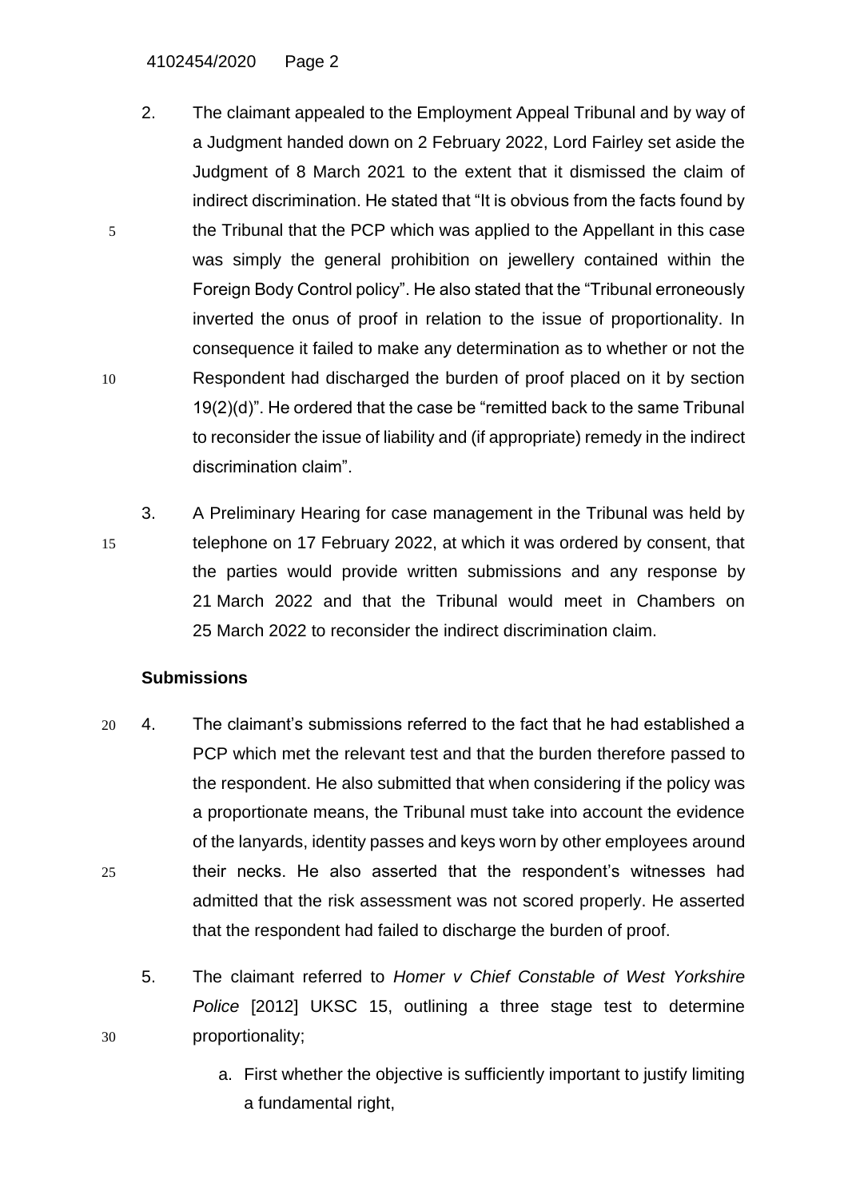2. The claimant appealed to the Employment Appeal Tribunal and by way of a Judgment handed down on 2 February 2022, Lord Fairley set aside the Judgment of 8 March 2021 to the extent that it dismissed the claim of indirect discrimination. He stated that "It is obvious from the facts found by the Tribunal that the PCP which was applied to the Appellant in this case was simply the general prohibition on jewellery contained within the Foreign Body Control policy". He also stated that the "Tribunal erroneously inverted the onus of proof in relation to the issue of proportionality. In consequence it failed to make any determination as to whether or not the Respondent had discharged the burden of proof placed on it by section 19(2)(d)". He ordered that the case be "remitted back to the same Tribunal to reconsider the issue of liability and (if appropriate) remedy in the indirect discrimination claim".

3. A Preliminary Hearing for case management in the Tribunal was held by telephone on 17 February 2022, at which it was ordered by consent, that the parties would provide written submissions and any response by 21 March 2022 and that the Tribunal would meet in Chambers on 25 March 2022 to reconsider the indirect discrimination claim.

**Submissions**

4. The claimant's submissions referred to the fact that he had established a PCP which met the relevant test and that the burden therefore passed to the respondent. He also submitted that when considering if the policy was a proportionate means, the Tribunal must take into account the evidence of the lanyards, identity passes and keys worn by other employees around their necks. He also asserted that the respondent's witnesses had admitted that the risk assessment was not scored properly. He asserted that the respondent had failed to discharge the burden of proof.

5. The claimant referred to *Homer v Chief Constable of West Yorkshire Police* [2012] UKSC 15, outlining a three stage test to determine proportionality;

    a. First whether the objective is sufficiently important to justify limiting a fundamental right,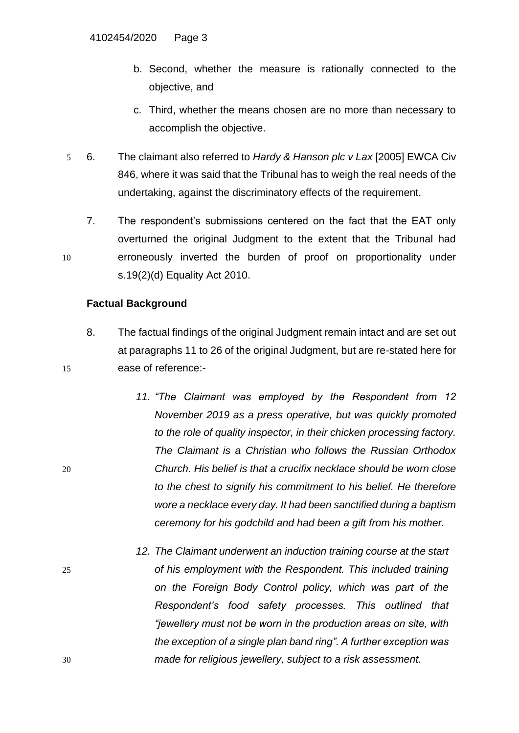b. Second, whether the measure is rationally connected to the objective, and

c. Third, whether the means chosen are no more than necessary to accomplish the objective.

6. The claimant also referred to *Hardy & Hanson plc v Lax* [2005] EWCA Civ 846, where it was said that the Tribunal has to weigh the real needs of the undertaking, against the discriminatory effects of the requirement.

7. The respondent's submissions centered on the fact that the EAT only overturned the original Judgment to the extent that the Tribunal had erroneously inverted the burden of proof on proportionality under s.19(2)(d) Equality Act 2010.

**Factual Background**

8. The factual findings of the original Judgment remain intact and are set out at paragraphs 11 to 26 of the original Judgment, but are re-stated here for ease of reference:-

*11. "The Claimant was employed by the Respondent from 12 November 2019 as a press operative, but was quickly promoted to the role of quality inspector, in their chicken processing factory. The Claimant is a Christian who follows the Russian Orthodox Church. His belief is that a crucifix necklace should be worn close to the chest to signify his commitment to his belief. He therefore wore a necklace every day. It had been sanctified during a baptism ceremony for his godchild and had been a gift from his mother.*

*12. The Claimant underwent an induction training course at the start of his employment with the Respondent. This included training on the Foreign Body Control policy, which was part of the Respondent's food safety processes. This outlined that "jewellery must not be worn in the production areas on site, with the exception of a single plan band ring". A further exception was made for religious jewellery, subject to a risk assessment.*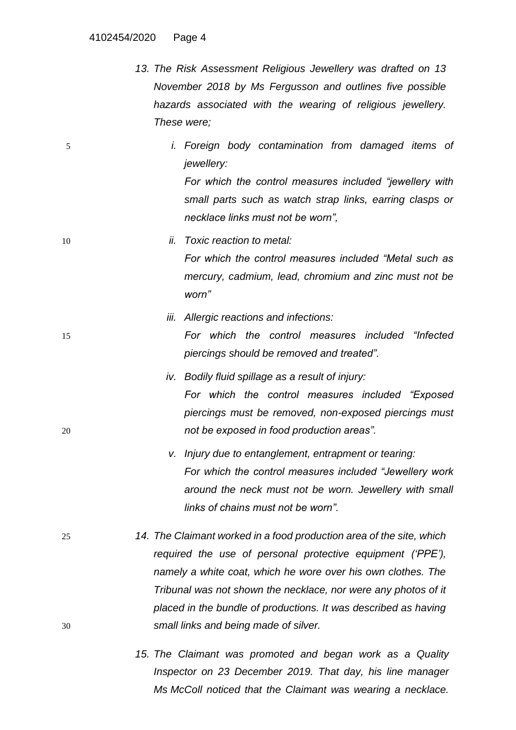*13. The Risk Assessment Religious Jewellery was drafted on 13 November 2018 by Ms Fergusson and outlines five possible hazards associated with the wearing of religious jewellery. These were;*

*i. Foreign body contamination from damaged items of jewellery:*
*For which the control measures included "jewellery with small parts such as watch strap links, earring clasps or necklace links must not be worn",*

*ii. Toxic reaction to metal:*
*For which the control measures included "Metal such as mercury, cadmium, lead, chromium and zinc must not be worn"*

*iii. Allergic reactions and infections:*
*For which the control measures included "Infected piercings should be removed and treated".*

*iv. Bodily fluid spillage as a result of injury:*
*For which the control measures included "Exposed piercings must be removed, non-exposed piercings must not be exposed in food production areas".*

*v. Injury due to entanglement, entrapment or tearing:*
*For which the control measures included "Jewellery work around the neck must not be worn. Jewellery with small links of chains must not be worn".*

*14. The Claimant worked in a food production area of the site, which required the use of personal protective equipment ('PPE'), namely a white coat, which he wore over his own clothes. The Tribunal was not shown the necklace, nor were any photos of it placed in the bundle of productions. It was described as having small links and being made of silver.*

*15. The Claimant was promoted and began work as a Quality Inspector on 23 December 2019. That day, his line manager Ms McColl noticed that the Claimant was wearing a necklace.*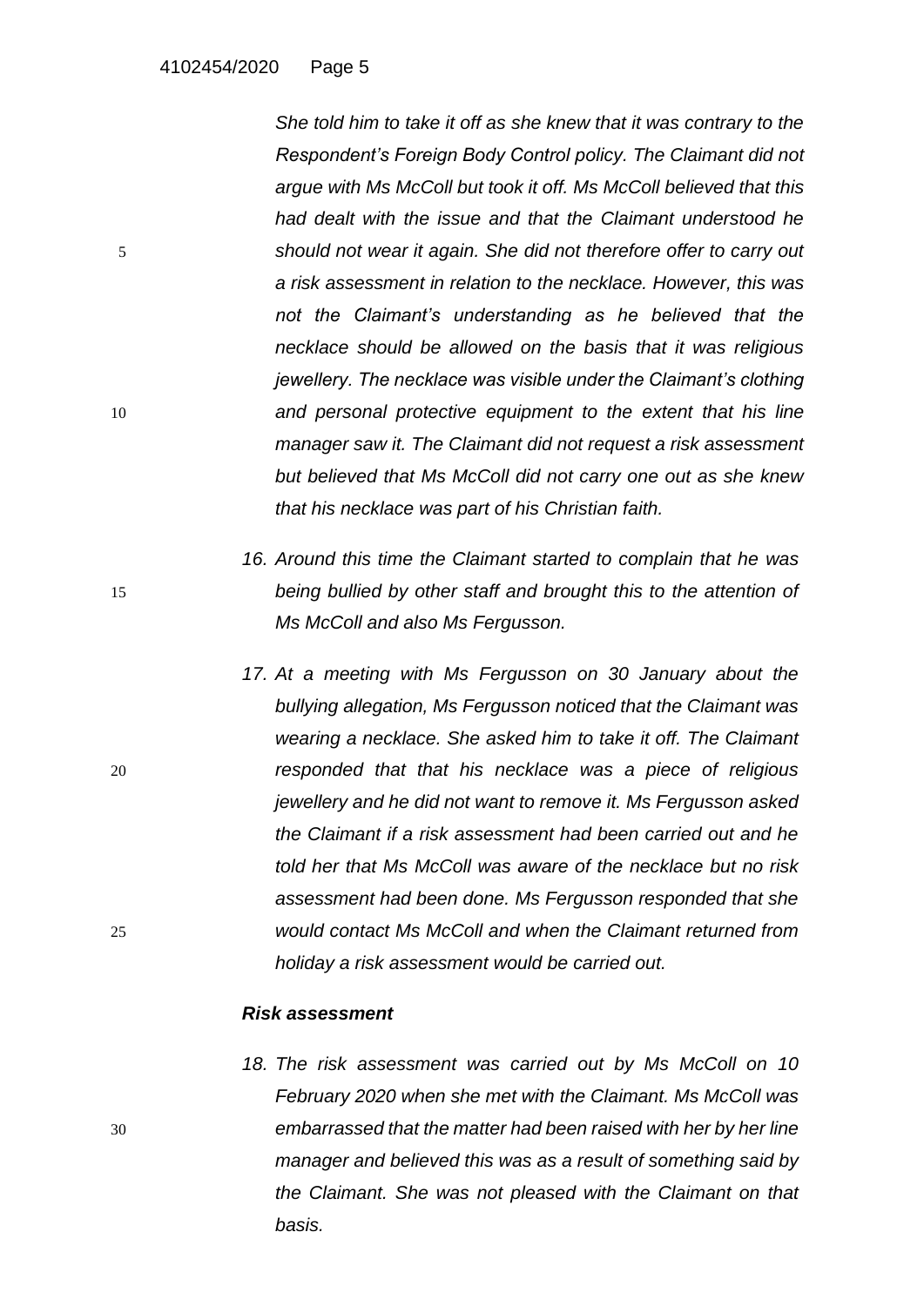*She told him to take it off as she knew that it was contrary to the Respondent's Foreign Body Control policy. The Claimant did not argue with Ms McColl but took it off. Ms McColl believed that this had dealt with the issue and that the Claimant understood he should not wear it again. She did not therefore offer to carry out a risk assessment in relation to the necklace. However, this was not the Claimant's understanding as he believed that the necklace should be allowed on the basis that it was religious jewellery. The necklace was visible under the Claimant's clothing and personal protective equipment to the extent that his line manager saw it. The Claimant did not request a risk assessment but believed that Ms McColl did not carry one out as she knew that his necklace was part of his Christian faith.*

16. *Around this time the Claimant started to complain that he was being bullied by other staff and brought this to the attention of Ms McColl and also Ms Fergusson.*

17. *At a meeting with Ms Fergusson on 30 January about the bullying allegation, Ms Fergusson noticed that the Claimant was wearing a necklace. She asked him to take it off. The Claimant responded that that his necklace was a piece of religious jewellery and he did not want to remove it. Ms Fergusson asked the Claimant if a risk assessment had been carried out and he told her that Ms McColl was aware of the necklace but no risk assessment had been done. Ms Fergusson responded that she would contact Ms McColl and when the Claimant returned from holiday a risk assessment would be carried out.*

***Risk assessment***

18. *The risk assessment was carried out by Ms McColl on 10 February 2020 when she met with the Claimant. Ms McColl was embarrassed that the matter had been raised with her by her line manager and believed this was as a result of something said by the Claimant. She was not pleased with the Claimant on that basis.*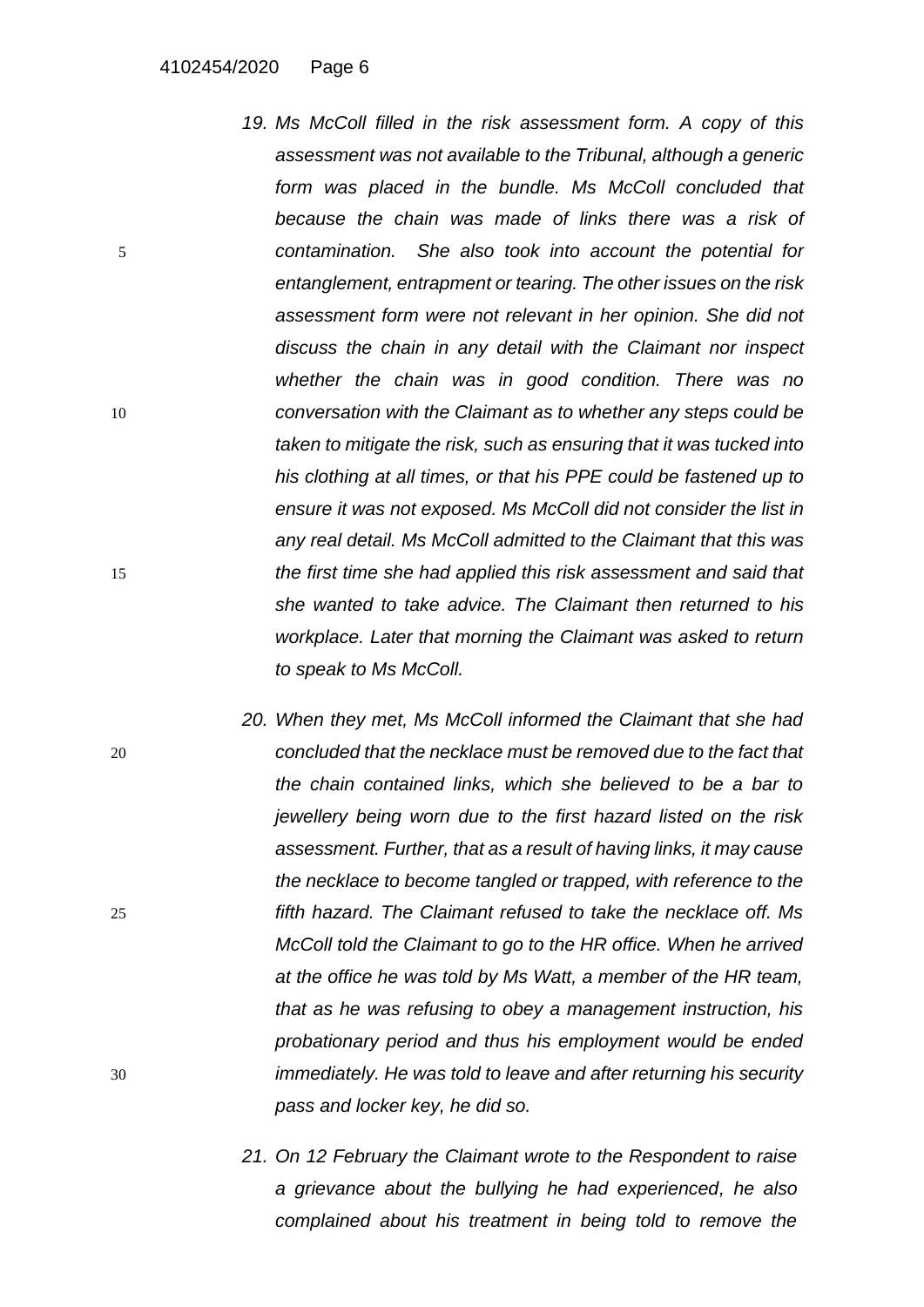*19. Ms McColl filled in the risk assessment form. A copy of this assessment was not available to the Tribunal, although a generic form was placed in the bundle. Ms McColl concluded that because the chain was made of links there was a risk of contamination. She also took into account the potential for entanglement, entrapment or tearing. The other issues on the risk assessment form were not relevant in her opinion. She did not discuss the chain in any detail with the Claimant nor inspect whether the chain was in good condition. There was no conversation with the Claimant as to whether any steps could be taken to mitigate the risk, such as ensuring that it was tucked into his clothing at all times, or that his PPE could be fastened up to ensure it was not exposed. Ms McColl did not consider the list in any real detail. Ms McColl admitted to the Claimant that this was the first time she had applied this risk assessment and said that she wanted to take advice. The Claimant then returned to his workplace. Later that morning the Claimant was asked to return to speak to Ms McColl.*

*20. When they met, Ms McColl informed the Claimant that she had concluded that the necklace must be removed due to the fact that the chain contained links, which she believed to be a bar to jewellery being worn due to the first hazard listed on the risk assessment. Further, that as a result of having links, it may cause the necklace to become tangled or trapped, with reference to the fifth hazard. The Claimant refused to take the necklace off. Ms McColl told the Claimant to go to the HR office. When he arrived at the office he was told by Ms Watt, a member of the HR team, that as he was refusing to obey a management instruction, his probationary period and thus his employment would be ended immediately. He was told to leave and after returning his security pass and locker key, he did so.*

*21. On 12 February the Claimant wrote to the Respondent to raise a grievance about the bullying he had experienced, he also complained about his treatment in being told to remove the*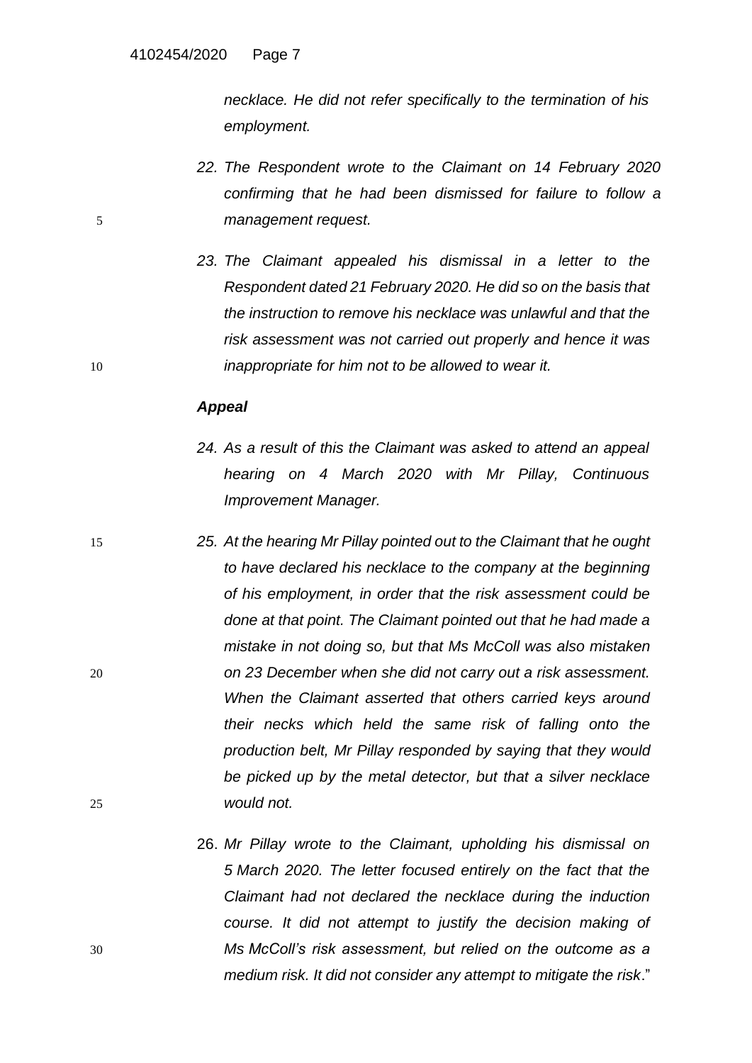*necklace. He did not refer specifically to the termination of his employment.*

*22. The Respondent wrote to the Claimant on 14 February 2020 confirming that he had been dismissed for failure to follow a management request.*

*23. The Claimant appealed his dismissal in a letter to the Respondent dated 21 February 2020. He did so on the basis that the instruction to remove his necklace was unlawful and that the risk assessment was not carried out properly and hence it was inappropriate for him not to be allowed to wear it.*

***Appeal***

*24. As a result of this the Claimant was asked to attend an appeal hearing on 4 March 2020 with Mr Pillay, Continuous Improvement Manager.*

*25. At the hearing Mr Pillay pointed out to the Claimant that he ought to have declared his necklace to the company at the beginning of his employment, in order that the risk assessment could be done at that point. The Claimant pointed out that he had made a mistake in not doing so, but that Ms McColl was also mistaken on 23 December when she did not carry out a risk assessment. When the Claimant asserted that others carried keys around their necks which held the same risk of falling onto the production belt, Mr Pillay responded by saying that they would be picked up by the metal detector, but that a silver necklace would not.*

26. *Mr Pillay wrote to the Claimant, upholding his dismissal on 5 March 2020. The letter focused entirely on the fact that the Claimant had not declared the necklace during the induction course. It did not attempt to justify the decision making of Ms McColl's risk assessment, but relied on the outcome as a medium risk. It did not consider any attempt to mitigate the risk*."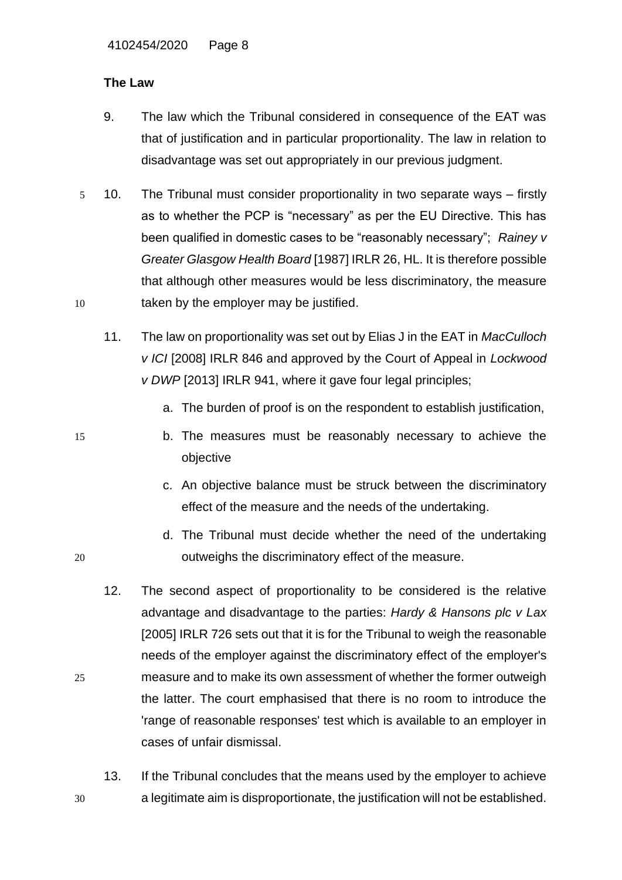**The Law**

9. The law which the Tribunal considered in consequence of the EAT was that of justification and in particular proportionality. The law in relation to disadvantage was set out appropriately in our previous judgment.

10. The Tribunal must consider proportionality in two separate ways – firstly as to whether the PCP is "necessary" as per the EU Directive. This has been qualified in domestic cases to be "reasonably necessary"; *Rainey v Greater Glasgow Health Board* [1987] IRLR 26, HL. It is therefore possible that although other measures would be less discriminatory, the measure taken by the employer may be justified.

11. The law on proportionality was set out by Elias J in the EAT in *MacCulloch v ICI* [2008] IRLR 846 and approved by the Court of Appeal in *Lockwood v DWP* [2013] IRLR 941, where it gave four legal principles;

    a. The burden of proof is on the respondent to establish justification,

    b. The measures must be reasonably necessary to achieve the objective

    c. An objective balance must be struck between the discriminatory effect of the measure and the needs of the undertaking.

    d. The Tribunal must decide whether the need of the undertaking outweighs the discriminatory effect of the measure.

12. The second aspect of proportionality to be considered is the relative advantage and disadvantage to the parties: *Hardy & Hansons plc v Lax* [2005] IRLR 726 sets out that it is for the Tribunal to weigh the reasonable needs of the employer against the discriminatory effect of the employer's measure and to make its own assessment of whether the former outweigh the latter. The court emphasised that there is no room to introduce the 'range of reasonable responses' test which is available to an employer in cases of unfair dismissal.

13. If the Tribunal concludes that the means used by the employer to achieve a legitimate aim is disproportionate, the justification will not be established.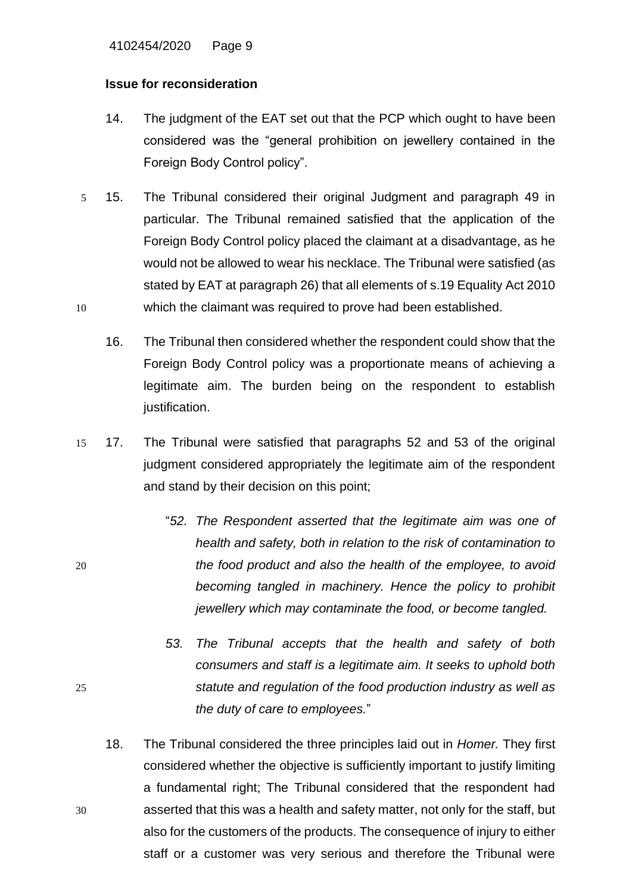**Issue for reconsideration**

14. The judgment of the EAT set out that the PCP which ought to have been considered was the "general prohibition on jewellery contained in the Foreign Body Control policy".

15. The Tribunal considered their original Judgment and paragraph 49 in particular. The Tribunal remained satisfied that the application of the Foreign Body Control policy placed the claimant at a disadvantage, as he would not be allowed to wear his necklace. The Tribunal were satisfied (as stated by EAT at paragraph 26) that all elements of s.19 Equality Act 2010 which the claimant was required to prove had been established.

16. The Tribunal then considered whether the respondent could show that the Foreign Body Control policy was a proportionate means of achieving a legitimate aim. The burden being on the respondent to establish justification.

17. The Tribunal were satisfied that paragraphs 52 and 53 of the original judgment considered appropriately the legitimate aim of the respondent and stand by their decision on this point;

> "*52. The Respondent asserted that the legitimate aim was one of health and safety, both in relation to the risk of contamination to the food product and also the health of the employee, to avoid becoming tangled in machinery. Hence the policy to prohibit jewellery which may contaminate the food, or become tangled.*
>
> *53. The Tribunal accepts that the health and safety of both consumers and staff is a legitimate aim. It seeks to uphold both statute and regulation of the food production industry as well as the duty of care to employees.*"

18. The Tribunal considered the three principles laid out in *Homer.* They first considered whether the objective is sufficiently important to justify limiting a fundamental right; The Tribunal considered that the respondent had asserted that this was a health and safety matter, not only for the staff, but also for the customers of the products. The consequence of injury to either staff or a customer was very serious and therefore the Tribunal were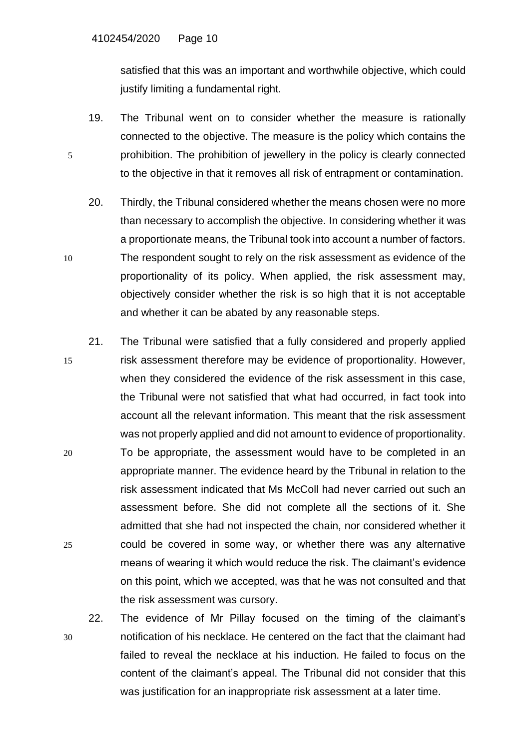satisfied that this was an important and worthwhile objective, which could justify limiting a fundamental right.

19. The Tribunal went on to consider whether the measure is rationally connected to the objective. The measure is the policy which contains the prohibition. The prohibition of jewellery in the policy is clearly connected to the objective in that it removes all risk of entrapment or contamination.

20. Thirdly, the Tribunal considered whether the means chosen were no more than necessary to accomplish the objective. In considering whether it was a proportionate means, the Tribunal took into account a number of factors. The respondent sought to rely on the risk assessment as evidence of the proportionality of its policy. When applied, the risk assessment may, objectively consider whether the risk is so high that it is not acceptable and whether it can be abated by any reasonable steps.

21. The Tribunal were satisfied that a fully considered and properly applied risk assessment therefore may be evidence of proportionality. However, when they considered the evidence of the risk assessment in this case, the Tribunal were not satisfied that what had occurred, in fact took into account all the relevant information. This meant that the risk assessment was not properly applied and did not amount to evidence of proportionality. To be appropriate, the assessment would have to be completed in an appropriate manner. The evidence heard by the Tribunal in relation to the risk assessment indicated that Ms McColl had never carried out such an assessment before. She did not complete all the sections of it. She admitted that she had not inspected the chain, nor considered whether it could be covered in some way, or whether there was any alternative means of wearing it which would reduce the risk. The claimant's evidence on this point, which we accepted, was that he was not consulted and that the risk assessment was cursory.

22. The evidence of Mr Pillay focused on the timing of the claimant's notification of his necklace. He centered on the fact that the claimant had failed to reveal the necklace at his induction. He failed to focus on the content of the claimant's appeal. The Tribunal did not consider that this was justification for an inappropriate risk assessment at a later time.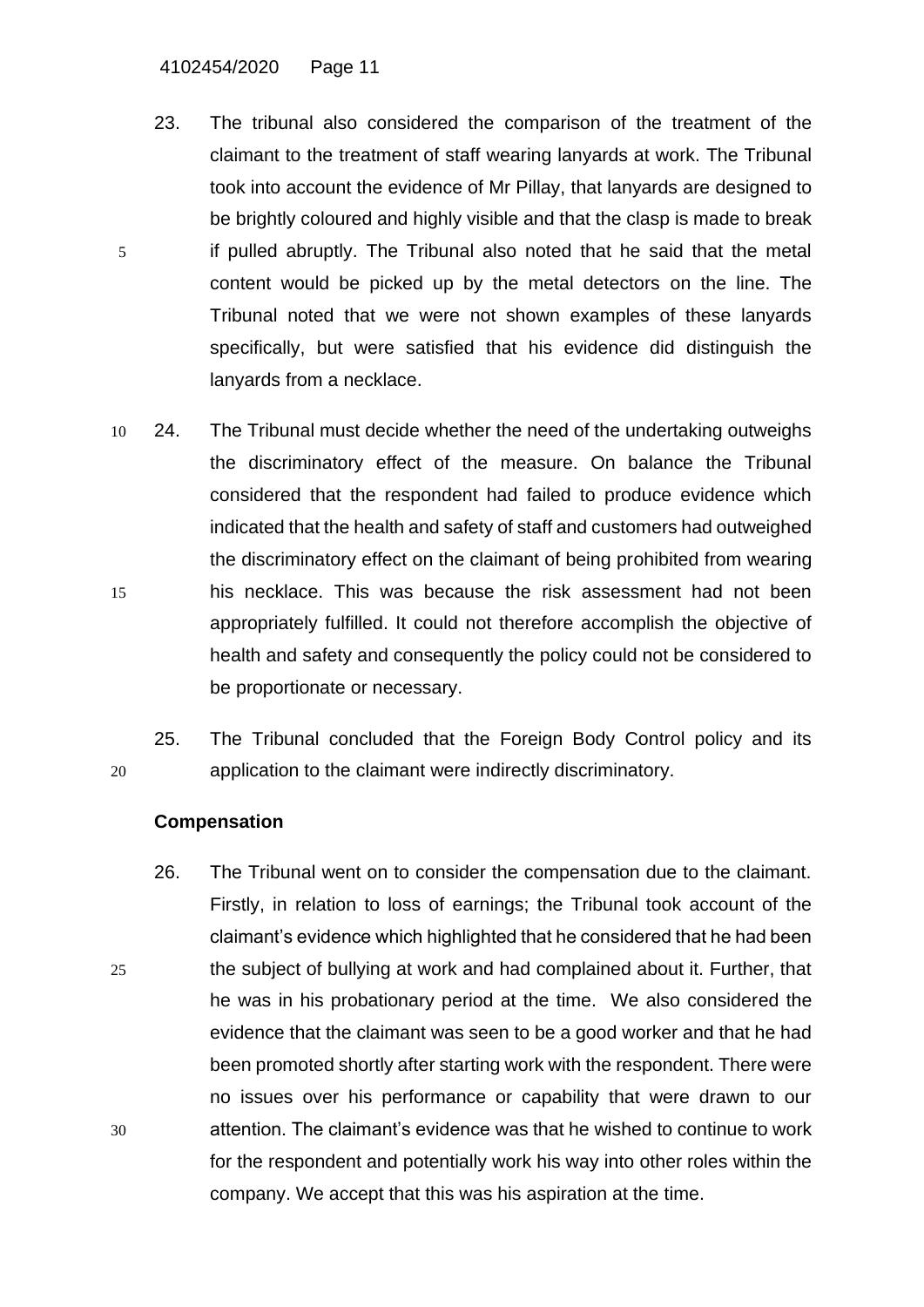23. The tribunal also considered the comparison of the treatment of the claimant to the treatment of staff wearing lanyards at work. The Tribunal took into account the evidence of Mr Pillay, that lanyards are designed to be brightly coloured and highly visible and that the clasp is made to break if pulled abruptly. The Tribunal also noted that he said that the metal content would be picked up by the metal detectors on the line. The Tribunal noted that we were not shown examples of these lanyards specifically, but were satisfied that his evidence did distinguish the lanyards from a necklace.

24. The Tribunal must decide whether the need of the undertaking outweighs the discriminatory effect of the measure. On balance the Tribunal considered that the respondent had failed to produce evidence which indicated that the health and safety of staff and customers had outweighed the discriminatory effect on the claimant of being prohibited from wearing his necklace. This was because the risk assessment had not been appropriately fulfilled. It could not therefore accomplish the objective of health and safety and consequently the policy could not be considered to be proportionate or necessary.

25. The Tribunal concluded that the Foreign Body Control policy and its application to the claimant were indirectly discriminatory.

**Compensation**

26. The Tribunal went on to consider the compensation due to the claimant. Firstly, in relation to loss of earnings; the Tribunal took account of the claimant's evidence which highlighted that he considered that he had been the subject of bullying at work and had complained about it. Further, that he was in his probationary period at the time. We also considered the evidence that the claimant was seen to be a good worker and that he had been promoted shortly after starting work with the respondent. There were no issues over his performance or capability that were drawn to our attention. The claimant's evidence was that he wished to continue to work for the respondent and potentially work his way into other roles within the company. We accept that this was his aspiration at the time.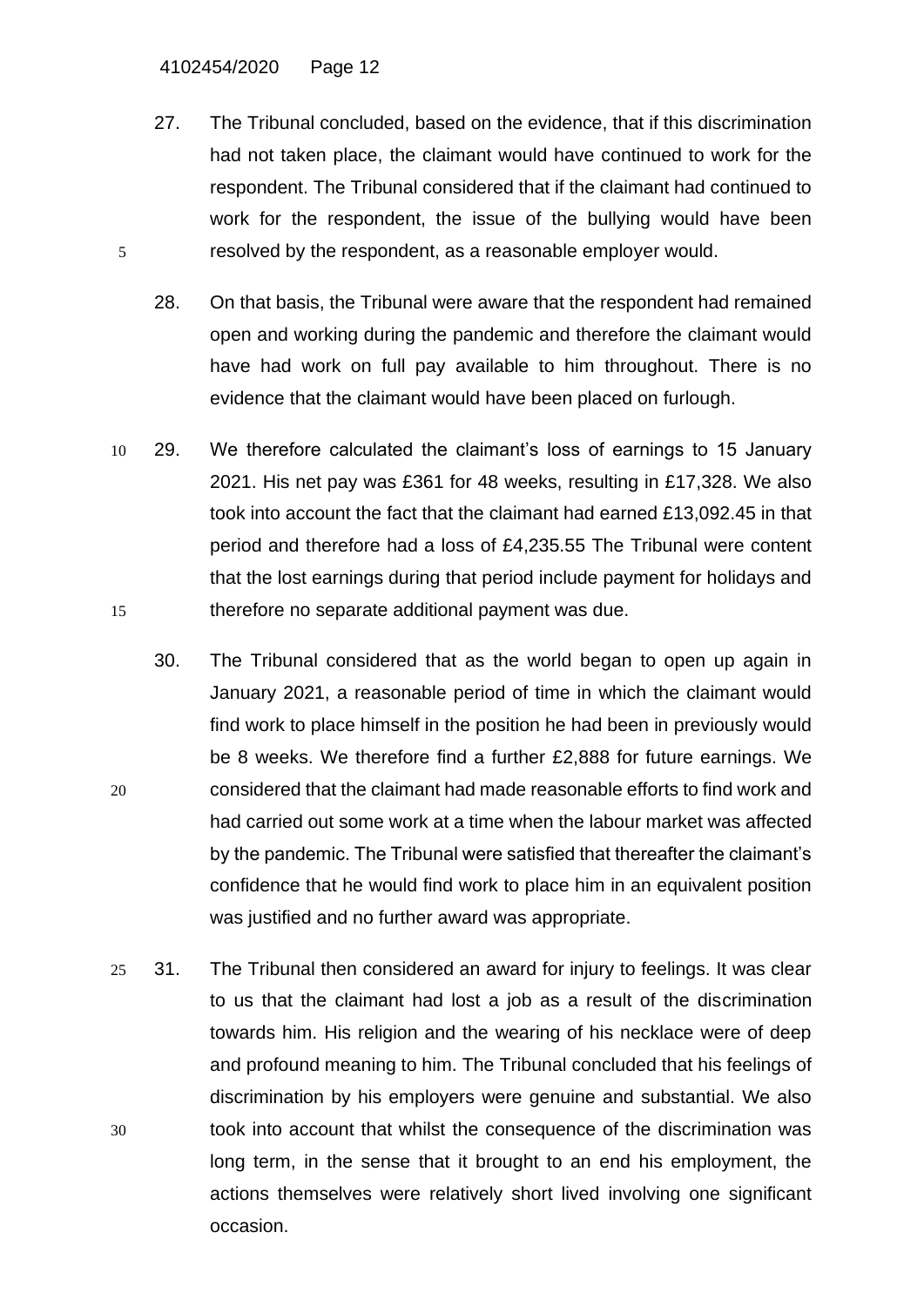27. The Tribunal concluded, based on the evidence, that if this discrimination had not taken place, the claimant would have continued to work for the respondent. The Tribunal considered that if the claimant had continued to work for the respondent, the issue of the bullying would have been resolved by the respondent, as a reasonable employer would.

28. On that basis, the Tribunal were aware that the respondent had remained open and working during the pandemic and therefore the claimant would have had work on full pay available to him throughout. There is no evidence that the claimant would have been placed on furlough.

29. We therefore calculated the claimant's loss of earnings to 15 January 2021. His net pay was £361 for 48 weeks, resulting in £17,328. We also took into account the fact that the claimant had earned £13,092.45 in that period and therefore had a loss of £4,235.55 The Tribunal were content that the lost earnings during that period include payment for holidays and therefore no separate additional payment was due.

30. The Tribunal considered that as the world began to open up again in January 2021, a reasonable period of time in which the claimant would find work to place himself in the position he had been in previously would be 8 weeks. We therefore find a further £2,888 for future earnings. We considered that the claimant had made reasonable efforts to find work and had carried out some work at a time when the labour market was affected by the pandemic. The Tribunal were satisfied that thereafter the claimant's confidence that he would find work to place him in an equivalent position was justified and no further award was appropriate.

31. The Tribunal then considered an award for injury to feelings. It was clear to us that the claimant had lost a job as a result of the discrimination towards him. His religion and the wearing of his necklace were of deep and profound meaning to him. The Tribunal concluded that his feelings of discrimination by his employers were genuine and substantial. We also took into account that whilst the consequence of the discrimination was long term, in the sense that it brought to an end his employment, the actions themselves were relatively short lived involving one significant occasion.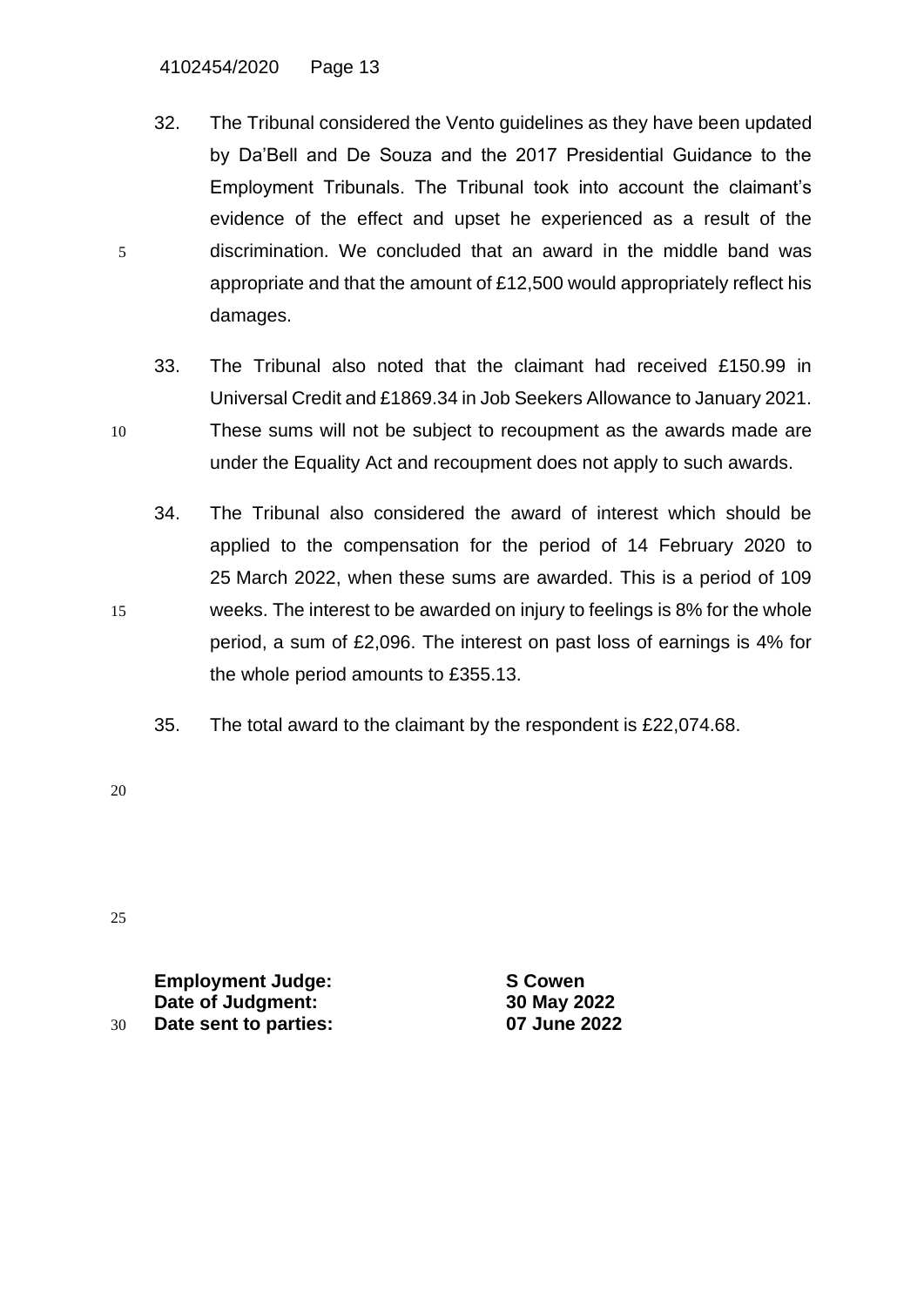32. The Tribunal considered the Vento guidelines as they have been updated by Da'Bell and De Souza and the 2017 Presidential Guidance to the Employment Tribunals. The Tribunal took into account the claimant's evidence of the effect and upset he experienced as a result of the discrimination. We concluded that an award in the middle band was appropriate and that the amount of £12,500 would appropriately reflect his damages.

33. The Tribunal also noted that the claimant had received £150.99 in Universal Credit and £1869.34 in Job Seekers Allowance to January 2021. These sums will not be subject to recoupment as the awards made are under the Equality Act and recoupment does not apply to such awards.

34. The Tribunal also considered the award of interest which should be applied to the compensation for the period of 14 February 2020 to 25 March 2022, when these sums are awarded. This is a period of 109 weeks. The interest to be awarded on injury to feelings is 8% for the whole period, a sum of £2,096. The interest on past loss of earnings is 4% for the whole period amounts to £355.13.

35. The total award to the claimant by the respondent is £22,074.68.

**Employment Judge:** **S Cowen**
**Date of Judgment:** **30 May 2022**
**Date sent to parties:** **07 June 2022**